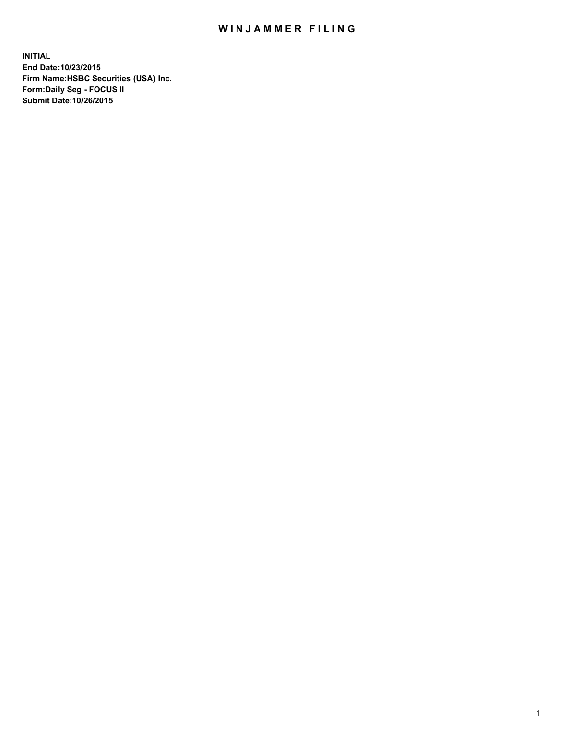# WINJAMMER FILING

**INITIAL**
**End Date:10/23/2015**
**Firm Name:HSBC Securities (USA) Inc.**
**Form:Daily Seg - FOCUS II**
**Submit Date:10/26/2015**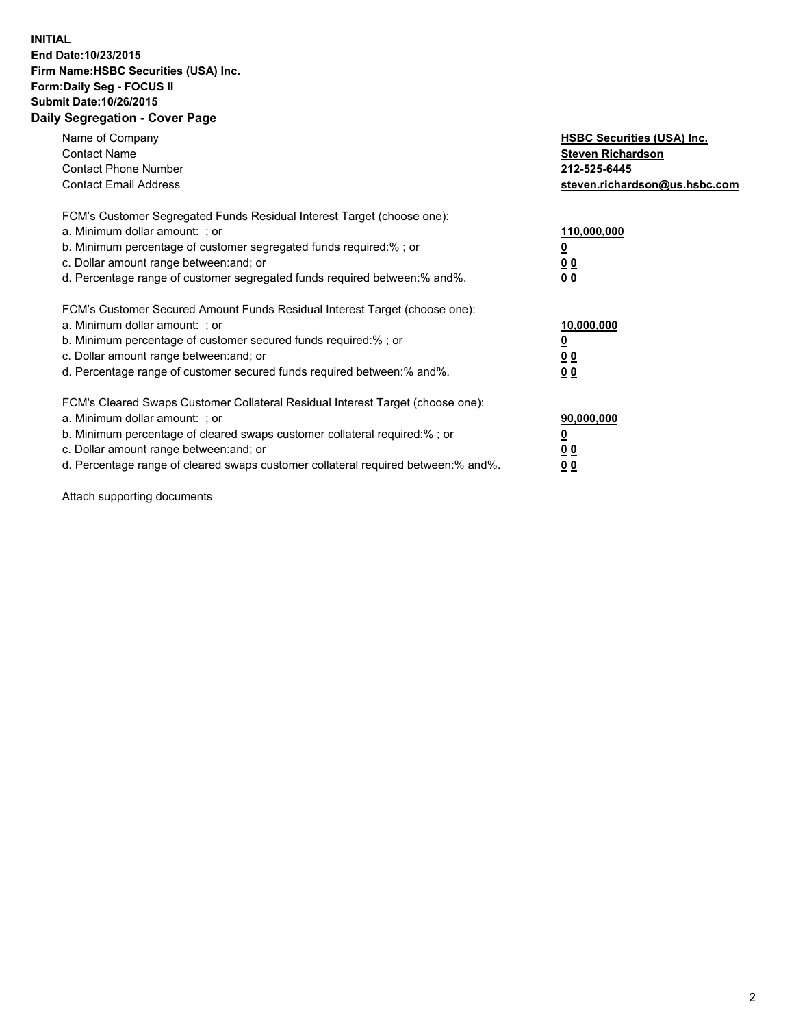**INITIAL**
**End Date:10/23/2015**
**Firm Name:HSBC Securities (USA) Inc.**
**Form:Daily Seg - FOCUS II**
**Submit Date:10/26/2015**

## Daily Segregation - Cover Page

| | |
|---|---|
| Name of Company | **HSBC Securities (USA) Inc.** |
| Contact Name | **Steven Richardson** |
| Contact Phone Number | **212-525-6445** |
| Contact Email Address | **steven.richardson@us.hsbc.com** |

| | |
|---|---|
| FCM's Customer Segregated Funds Residual Interest Target (choose one): | |
| a. Minimum dollar amount: ; or | **110,000,000** |
| b. Minimum percentage of customer segregated funds required:% ; or | **0** |
| c. Dollar amount range between:and; or | **0 0** |
| d. Percentage range of customer segregated funds required between:% and%. | **0 0** |

| | |
|---|---|
| FCM's Customer Secured Amount Funds Residual Interest Target (choose one): | |
| a. Minimum dollar amount: ; or | **10,000,000** |
| b. Minimum percentage of customer secured funds required:% ; or | **0** |
| c. Dollar amount range between:and; or | **0 0** |
| d. Percentage range of customer secured funds required between:% and%. | **0 0** |

| | |
|---|---|
| FCM's Cleared Swaps Customer Collateral Residual Interest Target (choose one): | |
| a. Minimum dollar amount: ; or | **90,000,000** |
| b. Minimum percentage of cleared swaps customer collateral required:% ; or | **0** |
| c. Dollar amount range between:and; or | **0 0** |
| d. Percentage range of cleared swaps customer collateral required between:% and%. | **0 0** |

Attach supporting documents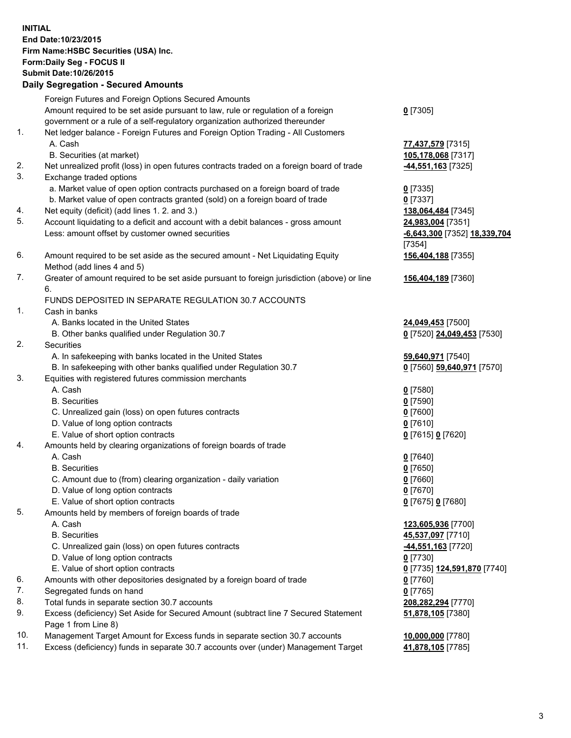**INITIAL**
**End Date:10/23/2015**
**Firm Name:HSBC Securities (USA) Inc.**
**Form:Daily Seg - FOCUS II**
**Submit Date:10/26/2015**

### Daily Segregation - Secured Amounts

| | | |
|---|---|---|
| | Foreign Futures and Foreign Options Secured Amounts | |
| | Amount required to be set aside pursuant to law, rule or regulation of a foreign government or a rule of a self-regulatory organization authorized thereunder | **0** [7305] |
| 1. | Net ledger balance - Foreign Futures and Foreign Option Trading - All Customers | |
| | A. Cash | **77,437,579** [7315] |
| | B. Securities (at market) | **105,178,068** [7317] |
| 2. | Net unrealized profit (loss) in open futures contracts traded on a foreign board of trade | **-44,551,163** [7325] |
| 3. | Exchange traded options | |
| | a. Market value of open option contracts purchased on a foreign board of trade | **0** [7335] |
| | b. Market value of open contracts granted (sold) on a foreign board of trade | **0** [7337] |
| 4. | Net equity (deficit) (add lines 1. 2. and 3.) | **138,064,484** [7345] |
| 5. | Account liquidating to a deficit and account with a debit balances - gross amount | **24,983,004** [7351] |
| | Less: amount offset by customer owned securities | **-6,643,300** [7352] **18,339,704** [7354] |
| 6. | Amount required to be set aside as the secured amount - Net Liquidating Equity Method (add lines 4 and 5) | **156,404,188** [7355] |
| 7. | Greater of amount required to be set aside pursuant to foreign jurisdiction (above) or line 6. | **156,404,189** [7360] |
| | FUNDS DEPOSITED IN SEPARATE REGULATION 30.7 ACCOUNTS | |
| 1. | Cash in banks | |
| | A. Banks located in the United States | **24,049,453** [7500] |
| | B. Other banks qualified under Regulation 30.7 | **0** [7520] **24,049,453** [7530] |
| 2. | Securities | |
| | A. In safekeeping with banks located in the United States | **59,640,971** [7540] |
| | B. In safekeeping with other banks qualified under Regulation 30.7 | **0** [7560] **59,640,971** [7570] |
| 3. | Equities with registered futures commission merchants | |
| | A. Cash | **0** [7580] |
| | B. Securities | **0** [7590] |
| | C. Unrealized gain (loss) on open futures contracts | **0** [7600] |
| | D. Value of long option contracts | **0** [7610] |
| | E. Value of short option contracts | **0** [7615] **0** [7620] |
| 4. | Amounts held by clearing organizations of foreign boards of trade | |
| | A. Cash | **0** [7640] |
| | B. Securities | **0** [7650] |
| | C. Amount due to (from) clearing organization - daily variation | **0** [7660] |
| | D. Value of long option contracts | **0** [7670] |
| | E. Value of short option contracts | **0** [7675] **0** [7680] |
| 5. | Amounts held by members of foreign boards of trade | |
| | A. Cash | **123,605,936** [7700] |
| | B. Securities | **45,537,097** [7710] |
| | C. Unrealized gain (loss) on open futures contracts | **-44,551,163** [7720] |
| | D. Value of long option contracts | **0** [7730] |
| | E. Value of short option contracts | **0** [7735] **124,591,870** [7740] |
| 6. | Amounts with other depositories designated by a foreign board of trade | **0** [7760] |
| 7. | Segregated funds on hand | **0** [7765] |
| 8. | Total funds in separate section 30.7 accounts | **208,282,294** [7770] |
| 9. | Excess (deficiency) Set Aside for Secured Amount (subtract line 7 Secured Statement Page 1 from Line 8) | **51,878,105** [7380] |
| 10. | Management Target Amount for Excess funds in separate section 30.7 accounts | **10,000,000** [7780] |
| 11. | Excess (deficiency) funds in separate 30.7 accounts over (under) Management Target | **41,878,105** [7785] |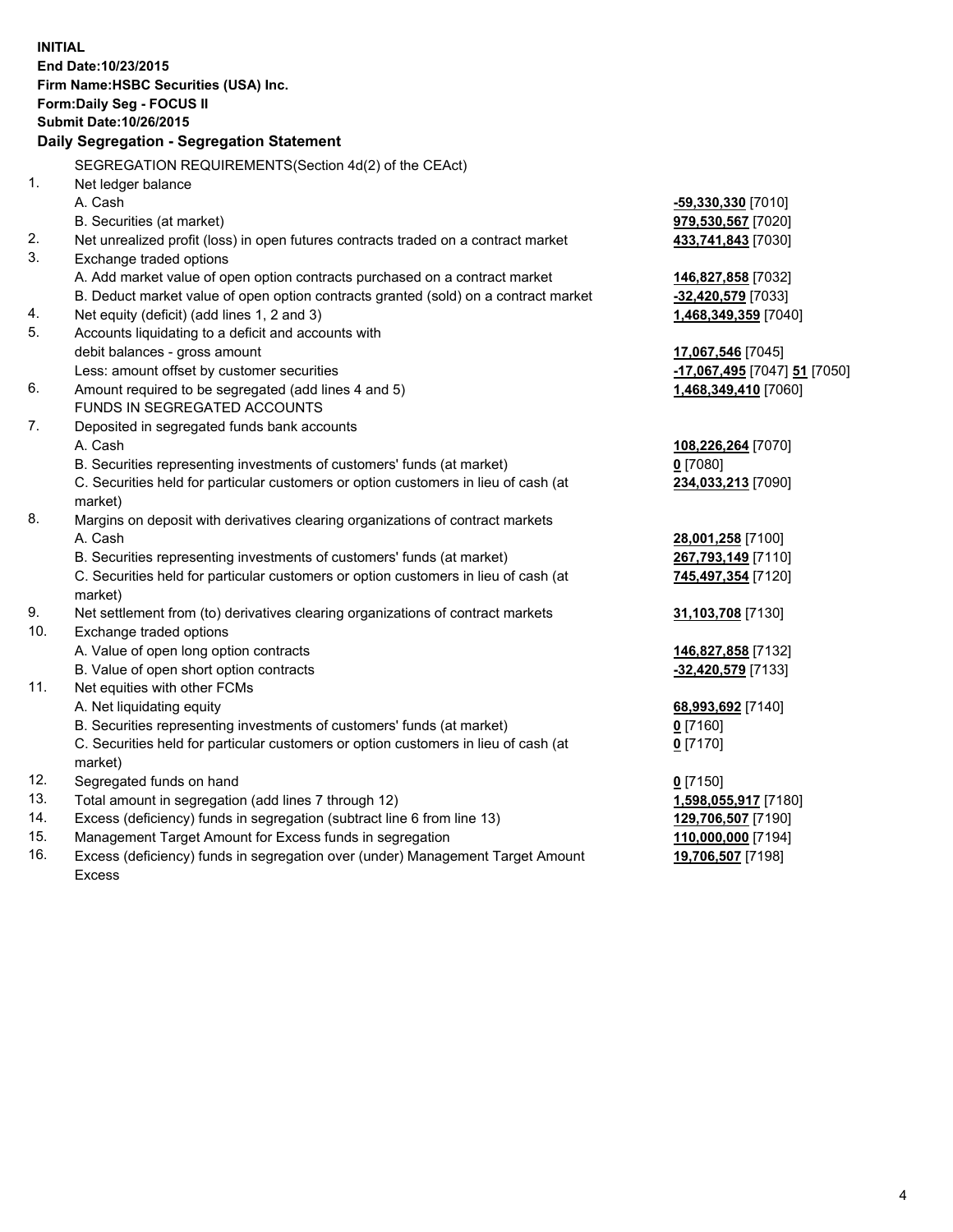**INITIAL**
**End Date:10/23/2015**
**Firm Name:HSBC Securities (USA) Inc.**
**Form:Daily Seg - FOCUS II**
**Submit Date:10/26/2015**

### Daily Segregation - Segregation Statement

SEGREGATION REQUIREMENTS(Section 4d(2) of the CEAct)

| | | |
|---|---|---|
| 1. | Net ledger balance | |
| | A. Cash | **-59,330,330** [7010] |
| | B. Securities (at market) | **979,530,567** [7020] |
| 2. | Net unrealized profit (loss) in open futures contracts traded on a contract market | **433,741,843** [7030] |
| 3. | Exchange traded options | |
| | A. Add market value of open option contracts purchased on a contract market | **146,827,858** [7032] |
| | B. Deduct market value of open option contracts granted (sold) on a contract market | **-32,420,579** [7033] |
| 4. | Net equity (deficit) (add lines 1, 2 and 3) | **1,468,349,359** [7040] |
| 5. | Accounts liquidating to a deficit and accounts with debit balances - gross amount | **17,067,546** [7045] |
| | Less: amount offset by customer securities | **-17,067,495** [7047] **51** [7050] |
| 6. | Amount required to be segregated (add lines 4 and 5) | **1,468,349,410** [7060] |
| | FUNDS IN SEGREGATED ACCOUNTS | |
| 7. | Deposited in segregated funds bank accounts | |
| | A. Cash | **108,226,264** [7070] |
| | B. Securities representing investments of customers' funds (at market) | **0** [7080] |
| | C. Securities held for particular customers or option customers in lieu of cash (at market) | **234,033,213** [7090] |
| 8. | Margins on deposit with derivatives clearing organizations of contract markets | |
| | A. Cash | **28,001,258** [7100] |
| | B. Securities representing investments of customers' funds (at market) | **267,793,149** [7110] |
| | C. Securities held for particular customers or option customers in lieu of cash (at market) | **745,497,354** [7120] |
| 9. | Net settlement from (to) derivatives clearing organizations of contract markets | **31,103,708** [7130] |
| 10. | Exchange traded options | |
| | A. Value of open long option contracts | **146,827,858** [7132] |
| | B. Value of open short option contracts | **-32,420,579** [7133] |
| 11. | Net equities with other FCMs | |
| | A. Net liquidating equity | **68,993,692** [7140] |
| | B. Securities representing investments of customers' funds (at market) | **0** [7160] |
| | C. Securities held for particular customers or option customers in lieu of cash (at market) | **0** [7170] |
| 12. | Segregated funds on hand | **0** [7150] |
| 13. | Total amount in segregation (add lines 7 through 12) | **1,598,055,917** [7180] |
| 14. | Excess (deficiency) funds in segregation (subtract line 6 from line 13) | **129,706,507** [7190] |
| 15. | Management Target Amount for Excess funds in segregation | **110,000,000** [7194] |
| 16. | Excess (deficiency) funds in segregation over (under) Management Target Amount Excess | **19,706,507** [7198] |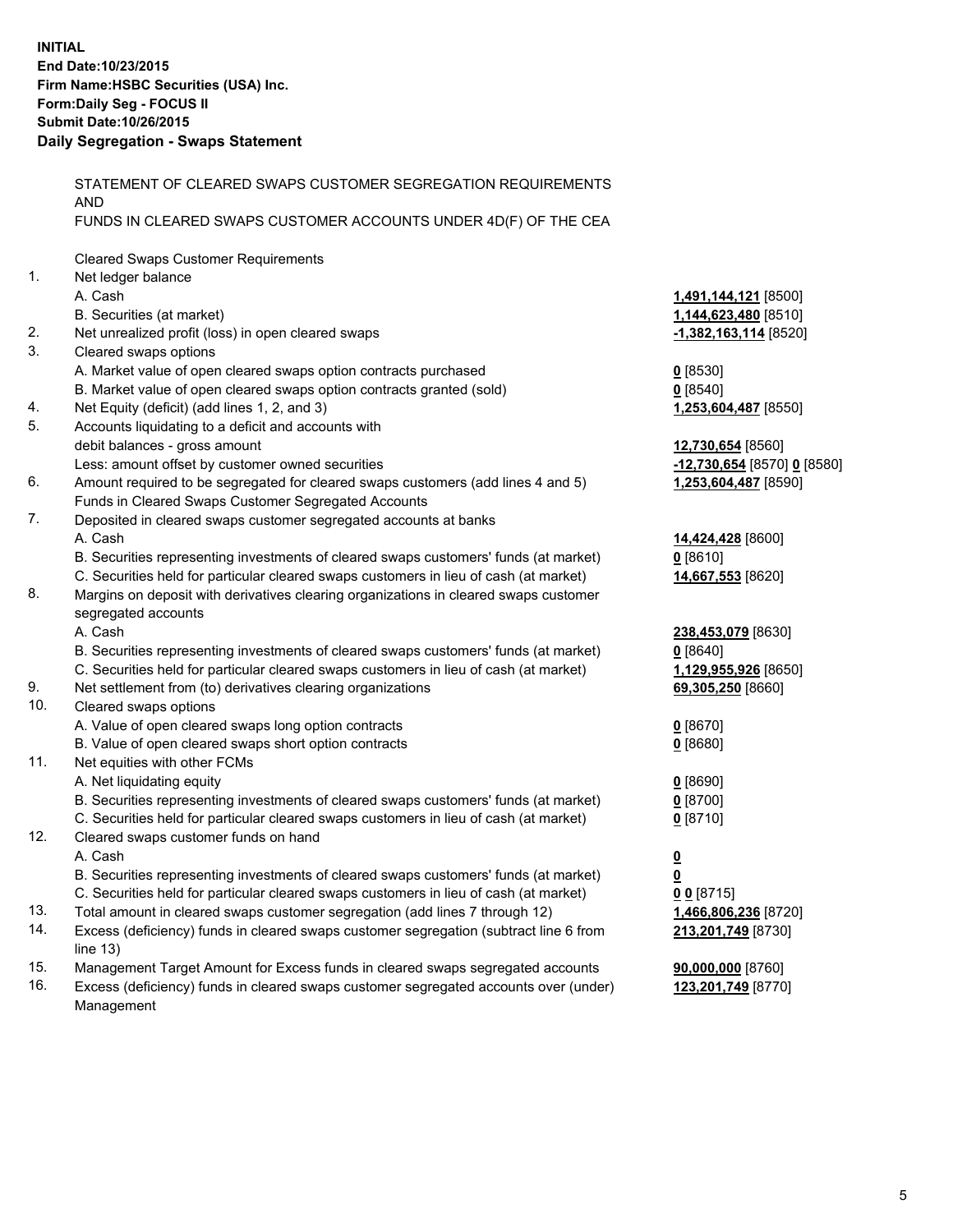**INITIAL**
**End Date:10/23/2015**
**Firm Name:HSBC Securities (USA) Inc.**
**Form:Daily Seg - FOCUS II**
**Submit Date:10/26/2015**
**Daily Segregation - Swaps Statement**

STATEMENT OF CLEARED SWAPS CUSTOMER SEGREGATION REQUIREMENTS AND FUNDS IN CLEARED SWAPS CUSTOMER ACCOUNTS UNDER 4D(F) OF THE CEA

| | | |
|---|---|---|
| | Cleared Swaps Customer Requirements | |
| 1. | Net ledger balance | |
| | A. Cash | **1,491,144,121** [8500] |
| | B. Securities (at market) | **1,144,623,480** [8510] |
| 2. | Net unrealized profit (loss) in open cleared swaps | **-1,382,163,114** [8520] |
| 3. | Cleared swaps options | |
| | A. Market value of open cleared swaps option contracts purchased | **0** [8530] |
| | B. Market value of open cleared swaps option contracts granted (sold) | **0** [8540] |
| 4. | Net Equity (deficit) (add lines 1, 2, and 3) | **1,253,604,487** [8550] |
| 5. | Accounts liquidating to a deficit and accounts with | |
| | debit balances - gross amount | **12,730,654** [8560] |
| | Less: amount offset by customer owned securities | **-12,730,654** [8570] **0** [8580] |
| 6. | Amount required to be segregated for cleared swaps customers (add lines 4 and 5) | **1,253,604,487** [8590] |
| | Funds in Cleared Swaps Customer Segregated Accounts | |
| 7. | Deposited in cleared swaps customer segregated accounts at banks | |
| | A. Cash | **14,424,428** [8600] |
| | B. Securities representing investments of cleared swaps customers' funds (at market) | **0** [8610] |
| | C. Securities held for particular cleared swaps customers in lieu of cash (at market) | **14,667,553** [8620] |
| 8. | Margins on deposit with derivatives clearing organizations in cleared swaps customer segregated accounts | |
| | A. Cash | **238,453,079** [8630] |
| | B. Securities representing investments of cleared swaps customers' funds (at market) | **0** [8640] |
| | C. Securities held for particular cleared swaps customers in lieu of cash (at market) | **1,129,955,926** [8650] |
| 9. | Net settlement from (to) derivatives clearing organizations | **69,305,250** [8660] |
| 10. | Cleared swaps options | |
| | A. Value of open cleared swaps long option contracts | **0** [8670] |
| | B. Value of open cleared swaps short option contracts | **0** [8680] |
| 11. | Net equities with other FCMs | |
| | A. Net liquidating equity | **0** [8690] |
| | B. Securities representing investments of cleared swaps customers' funds (at market) | **0** [8700] |
| | C. Securities held for particular cleared swaps customers in lieu of cash (at market) | **0** [8710] |
| 12. | Cleared swaps customer funds on hand | |
| | A. Cash | **0** |
| | B. Securities representing investments of cleared swaps customers' funds (at market) | **0** |
| | C. Securities held for particular cleared swaps customers in lieu of cash (at market) | **0** **0** [8715] |
| 13. | Total amount in cleared swaps customer segregation (add lines 7 through 12) | **1,466,806,236** [8720] |
| 14. | Excess (deficiency) funds in cleared swaps customer segregation (subtract line 6 from line 13) | **213,201,749** [8730] |
| 15. | Management Target Amount for Excess funds in cleared swaps segregated accounts | **90,000,000** [8760] |
| 16. | Excess (deficiency) funds in cleared swaps customer segregated accounts over (under) Management | **123,201,749** [8770] |